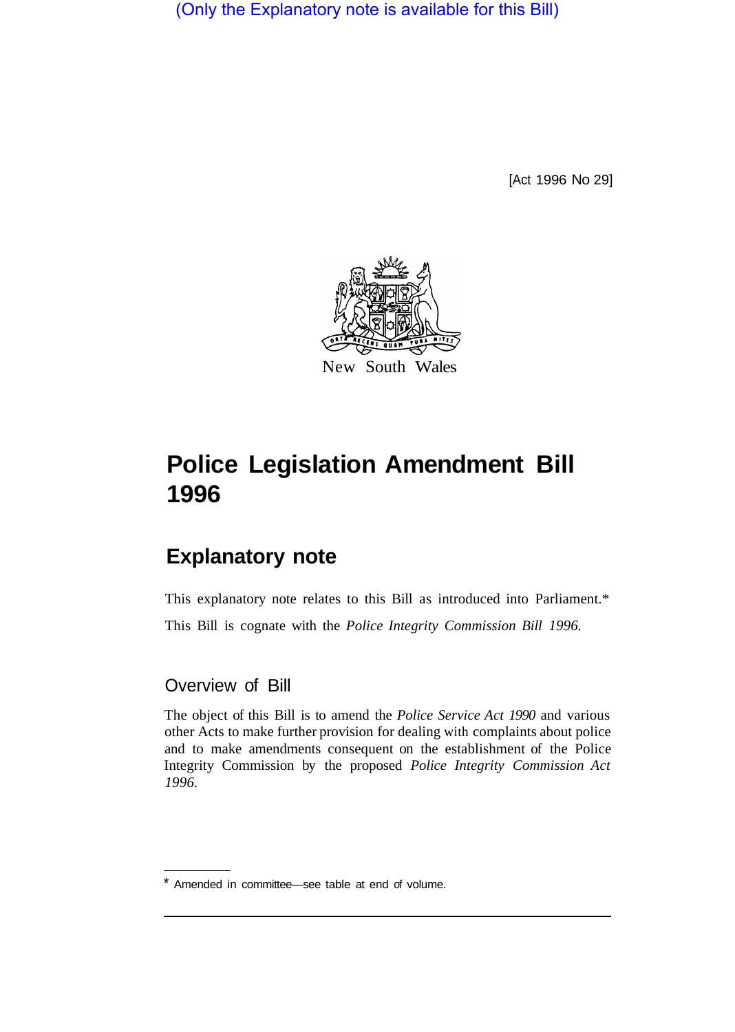(Only the Explanatory note is available for this Bill)

[Act 1996 No 29]

New South Wales

# Police Legislation Amendment Bill 1996

## Explanatory note

This explanatory note relates to this Bill as introduced into Parliament.*

This Bill is cognate with the *Police Integrity Commission Bill 1996*.

### Overview of Bill

The object of this Bill is to amend the *Police Service Act 1990* and various other Acts to make further provision for dealing with complaints about police and to make amendments consequent on the establishment of the Police Integrity Commission by the proposed *Police Integrity Commission Act 1996*.

* Amended in committee—see table at end of volume.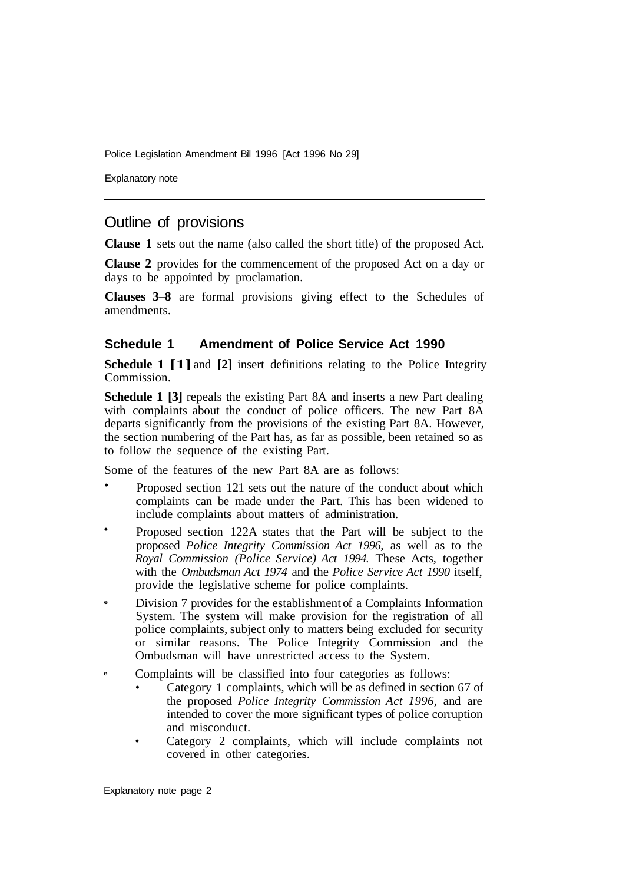## Outline of provisions

**Clause 1** sets out the name (also called the short title) of the proposed Act.

**Clause 2** provides for the commencement of the proposed Act on a day or days to be appointed by proclamation.

**Clauses 3–8** are formal provisions giving effect to the Schedules of amendments.

### Schedule 1 Amendment of Police Service Act 1990

**Schedule 1 [1]** and **[2]** insert definitions relating to the Police Integrity Commission.

**Schedule 1 [3]** repeals the existing Part 8A and inserts a new Part dealing with complaints about the conduct of police officers. The new Part 8A departs significantly from the provisions of the existing Part 8A. However, the section numbering of the Part has, as far as possible, been retained so as to follow the sequence of the existing Part.

Some of the features of the new Part 8A are as follows:

- Proposed section 121 sets out the nature of the conduct about which complaints can be made under the Part. This has been widened to include complaints about matters of administration.
- Proposed section 122A states that the Part will be subject to the proposed *Police Integrity Commission Act 1996,* as well as to the *Royal Commission (Police Service) Act 1994.* These Acts, together with the *Ombudsman Act 1974* and the *Police Service Act 1990* itself, provide the legislative scheme for police complaints.
- Division 7 provides for the establishment of a Complaints Information System. The system will make provision for the registration of all police complaints, subject only to matters being excluded for security or similar reasons. The Police Integrity Commission and the Ombudsman will have unrestricted access to the System.
- Complaints will be classified into four categories as follows:
  - Category 1 complaints, which will be as defined in section 67 of the proposed *Police Integrity Commission Act 1996*, and are intended to cover the more significant types of police corruption and misconduct.
  - Category 2 complaints, which will include complaints not covered in other categories.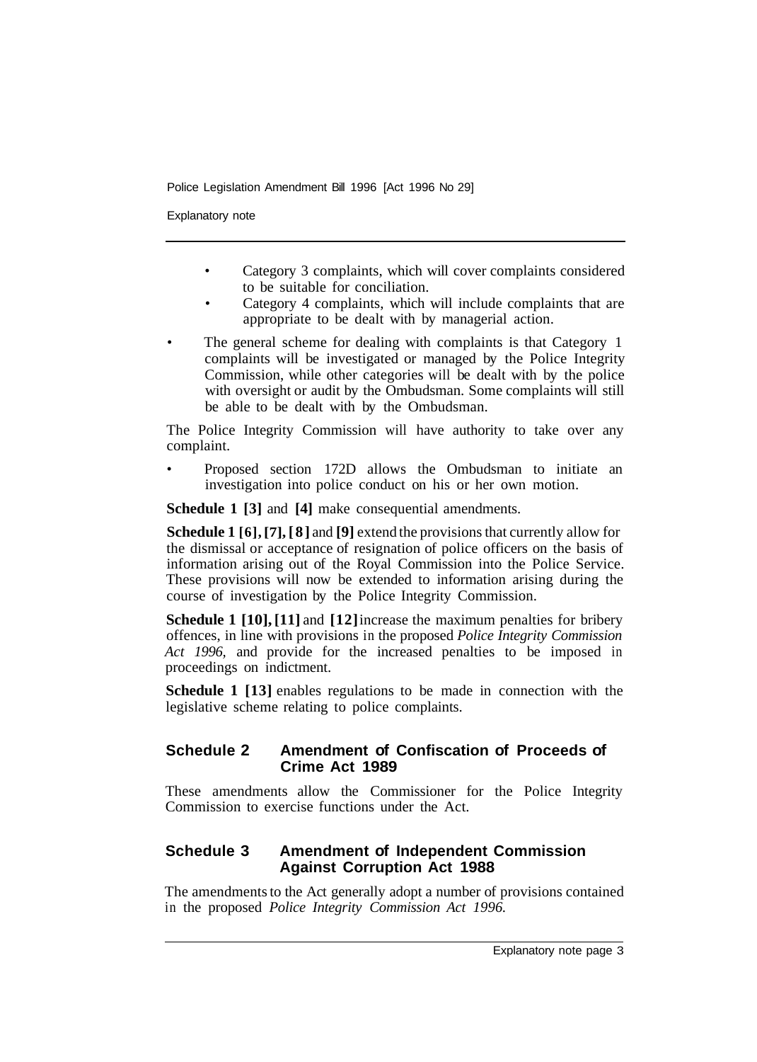- Category 3 complaints, which will cover complaints considered to be suitable for conciliation.
- Category 4 complaints, which will include complaints that are appropriate to be dealt with by managerial action.

- The general scheme for dealing with complaints is that Category 1 complaints will be investigated or managed by the Police Integrity Commission, while other categories will be dealt with by the police with oversight or audit by the Ombudsman. Some complaints will still be able to be dealt with by the Ombudsman.

The Police Integrity Commission will have authority to take over any complaint.

- Proposed section 172D allows the Ombudsman to initiate an investigation into police conduct on his or her own motion.

**Schedule 1 [3]** and **[4]** make consequential amendments.

**Schedule 1 [6], [7], [8]** and **[9]** extend the provisions that currently allow for the dismissal or acceptance of resignation of police officers on the basis of information arising out of the Royal Commission into the Police Service. These provisions will now be extended to information arising during the course of investigation by the Police Integrity Commission.

**Schedule 1 [10], [11]** and **[12]** increase the maximum penalties for bribery offences, in line with provisions in the proposed *Police Integrity Commission Act 1996,* and provide for the increased penalties to be imposed in proceedings on indictment.

**Schedule 1 [13]** enables regulations to be made in connection with the legislative scheme relating to police complaints.

## Schedule 2 Amendment of Confiscation of Proceeds of Crime Act 1989

These amendments allow the Commissioner for the Police Integrity Commission to exercise functions under the Act.

## Schedule 3 Amendment of Independent Commission Against Corruption Act 1988

The amendments to the Act generally adopt a number of provisions contained in the proposed *Police Integrity Commission Act 1996.*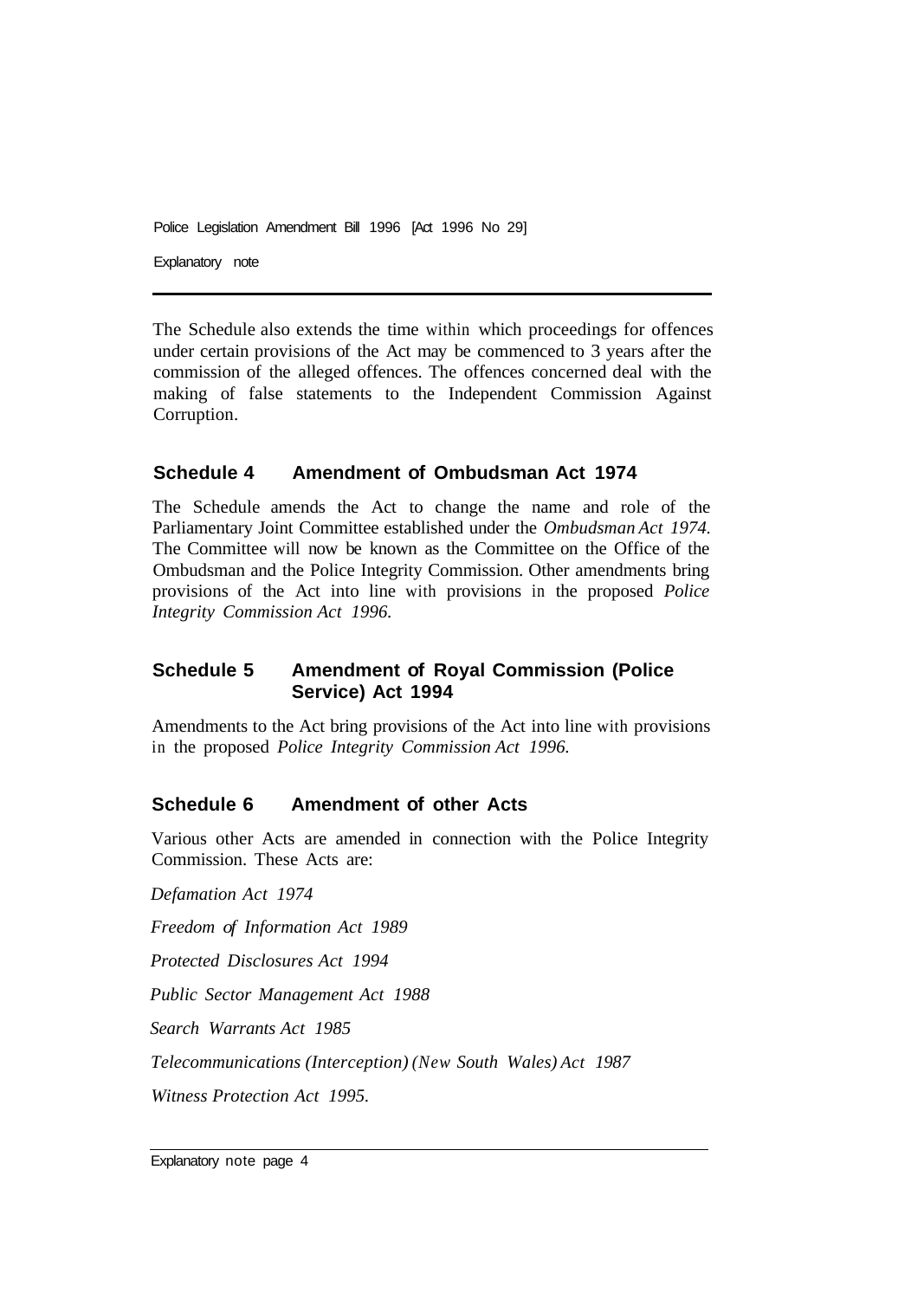The Schedule also extends the time within which proceedings for offences under certain provisions of the Act may be commenced to 3 years after the commission of the alleged offences. The offences concerned deal with the making of false statements to the Independent Commission Against Corruption.

## Schedule 4 Amendment of Ombudsman Act 1974

The Schedule amends the Act to change the name and role of the Parliamentary Joint Committee established under the *Ombudsman Act 1974.* The Committee will now be known as the Committee on the Office of the Ombudsman and the Police Integrity Commission. Other amendments bring provisions of the Act into line with provisions in the proposed *Police Integrity Commission Act 1996.*

## Schedule 5 Amendment of Royal Commission (Police Service) Act 1994

Amendments to the Act bring provisions of the Act into line with provisions in the proposed *Police Integrity Commission Act 1996.*

## Schedule 6 Amendment of other Acts

Various other Acts are amended in connection with the Police Integrity Commission. These Acts are:

*Defamation Act 1974*

*Freedom of Information Act 1989*

*Protected Disclosures Act 1994*

*Public Sector Management Act 1988*

*Search Warrants Act 1985*

*Telecommunications (Interception) (New South Wales) Act 1987*

*Witness Protection Act 1995.*